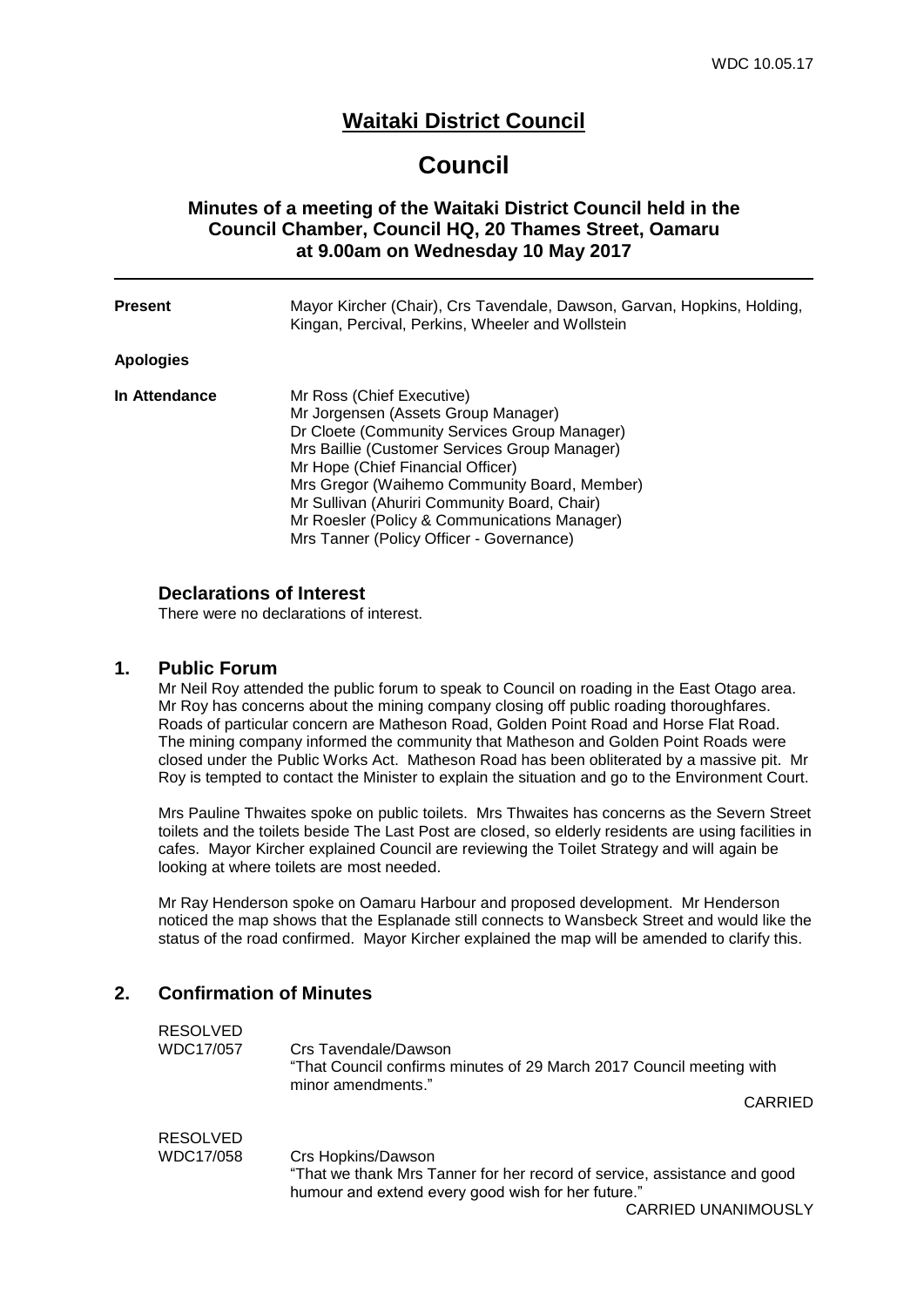# Waitaki District Council

# Council

### Minutes of a meeting of the Waitaki District Council held in the Council Chamber, Council HQ, 20 Thames Street, Oamaru at 9.00am on Wednesday 10 May 2017

---

**Present** Mayor Kircher (Chair), Crs Tavendale, Dawson, Garvan, Hopkins, Holding, Kingan, Percival, Perkins, Wheeler and Wollstein

**Apologies**

**In Attendance** Mr Ross (Chief Executive)
Mr Jorgensen (Assets Group Manager)
Dr Cloete (Community Services Group Manager)
Mrs Baillie (Customer Services Group Manager)
Mr Hope (Chief Financial Officer)
Mrs Gregor (Waihemo Community Board, Member)
Mr Sullivan (Ahuriri Community Board, Chair)
Mr Roesler (Policy & Communications Manager)
Mrs Tanner (Policy Officer - Governance)

## Declarations of Interest

There were no declarations of interest.

## 1. Public Forum

Mr Neil Roy attended the public forum to speak to Council on roading in the East Otago area. Mr Roy has concerns about the mining company closing off public roading thoroughfares. Roads of particular concern are Matheson Road, Golden Point Road and Horse Flat Road. The mining company informed the community that Matheson and Golden Point Roads were closed under the Public Works Act. Matheson Road has been obliterated by a massive pit. Mr Roy is tempted to contact the Minister to explain the situation and go to the Environment Court.

Mrs Pauline Thwaites spoke on public toilets. Mrs Thwaites has concerns as the Severn Street toilets and the toilets beside The Last Post are closed, so elderly residents are using facilities in cafes. Mayor Kircher explained Council are reviewing the Toilet Strategy and will again be looking at where toilets are most needed.

Mr Ray Henderson spoke on Oamaru Harbour and proposed development. Mr Henderson noticed the map shows that the Esplanade still connects to Wansbeck Street and would like the status of the road confirmed. Mayor Kircher explained the map will be amended to clarify this.

## 2. Confirmation of Minutes

RESOLVED
WDC17/057 Crs Tavendale/Dawson
"That Council confirms minutes of 29 March 2017 Council meeting with minor amendments."

CARRIED

RESOLVED
WDC17/058 Crs Hopkins/Dawson
"That we thank Mrs Tanner for her record of service, assistance and good humour and extend every good wish for her future."

CARRIED UNANIMOUSLY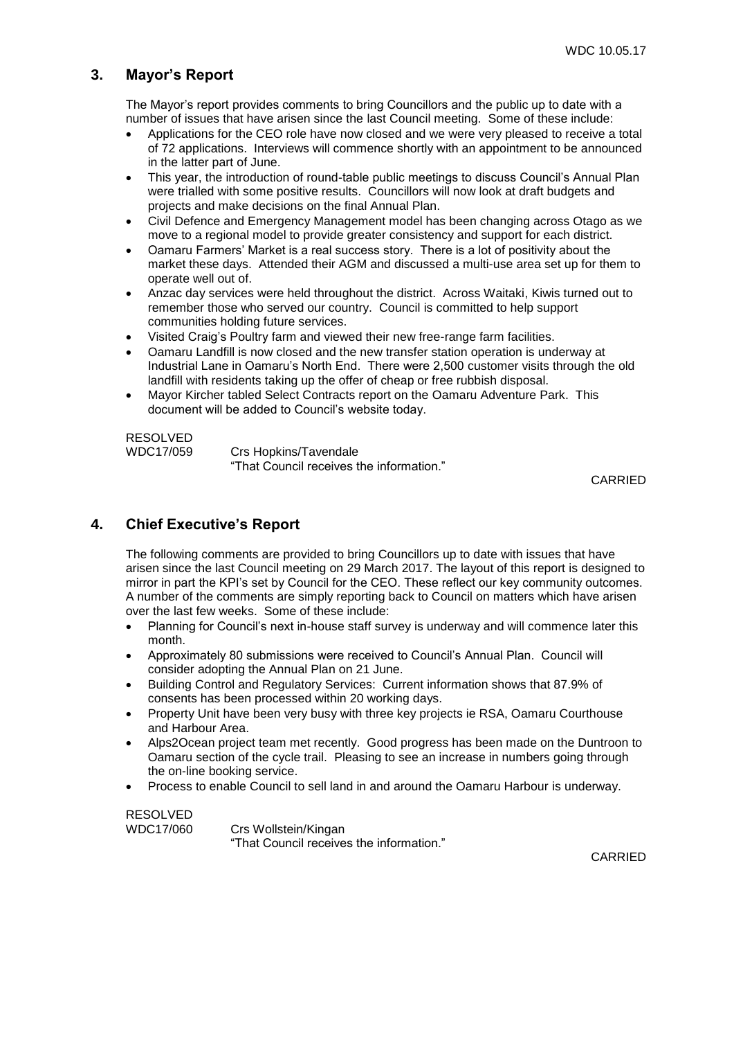## 3. Mayor's Report

The Mayor's report provides comments to bring Councillors and the public up to date with a number of issues that have arisen since the last Council meeting. Some of these include:

- Applications for the CEO role have now closed and we were very pleased to receive a total of 72 applications. Interviews will commence shortly with an appointment to be announced in the latter part of June.
- This year, the introduction of round-table public meetings to discuss Council's Annual Plan were trialled with some positive results. Councillors will now look at draft budgets and projects and make decisions on the final Annual Plan.
- Civil Defence and Emergency Management model has been changing across Otago as we move to a regional model to provide greater consistency and support for each district.
- Oamaru Farmers' Market is a real success story. There is a lot of positivity about the market these days. Attended their AGM and discussed a multi-use area set up for them to operate well out of.
- Anzac day services were held throughout the district. Across Waitaki, Kiwis turned out to remember those who served our country. Council is committed to help support communities holding future services.
- Visited Craig's Poultry farm and viewed their new free-range farm facilities.
- Oamaru Landfill is now closed and the new transfer station operation is underway at Industrial Lane in Oamaru's North End. There were 2,500 customer visits through the old landfill with residents taking up the offer of cheap or free rubbish disposal.
- Mayor Kircher tabled Select Contracts report on the Oamaru Adventure Park. This document will be added to Council's website today.

RESOLVED
WDC17/059 Crs Hopkins/Tavendale
"That Council receives the information."

CARRIED

## 4. Chief Executive's Report

The following comments are provided to bring Councillors up to date with issues that have arisen since the last Council meeting on 29 March 2017. The layout of this report is designed to mirror in part the KPI's set by Council for the CEO. These reflect our key community outcomes. A number of the comments are simply reporting back to Council on matters which have arisen over the last few weeks. Some of these include:

- Planning for Council's next in-house staff survey is underway and will commence later this month.
- Approximately 80 submissions were received to Council's Annual Plan. Council will consider adopting the Annual Plan on 21 June.
- Building Control and Regulatory Services: Current information shows that 87.9% of consents has been processed within 20 working days.
- Property Unit have been very busy with three key projects ie RSA, Oamaru Courthouse and Harbour Area.
- Alps2Ocean project team met recently. Good progress has been made on the Duntroon to Oamaru section of the cycle trail. Pleasing to see an increase in numbers going through the on-line booking service.
- Process to enable Council to sell land in and around the Oamaru Harbour is underway.

RESOLVED
WDC17/060 Crs Wollstein/Kingan
"That Council receives the information."

CARRIED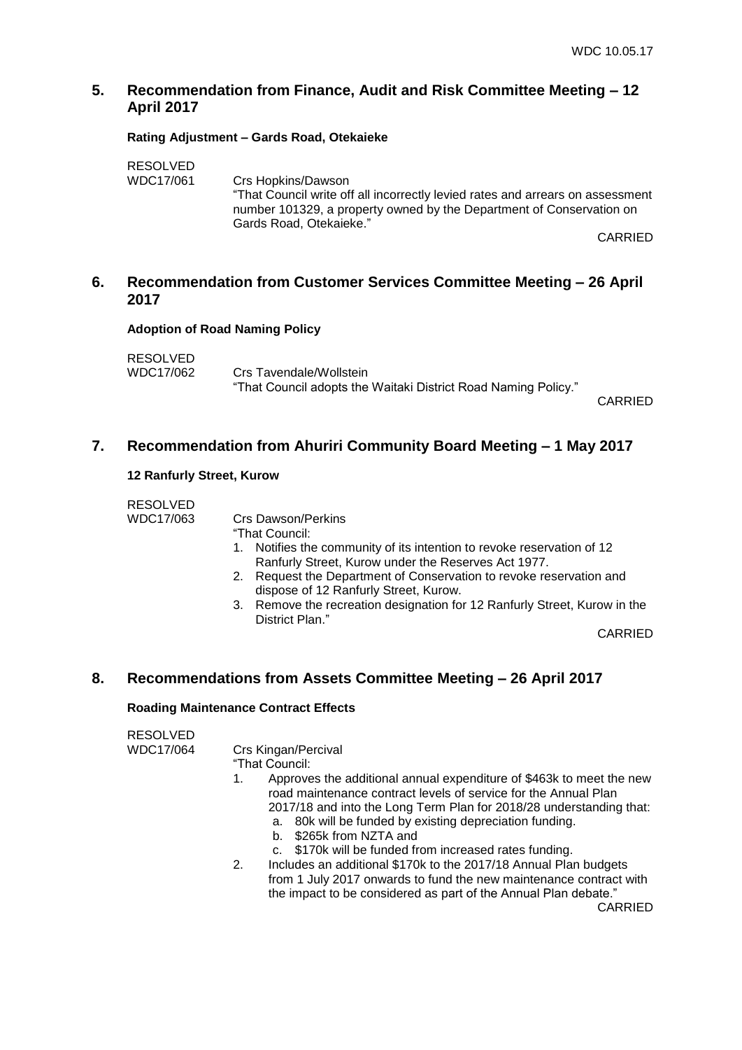## 5. Recommendation from Finance, Audit and Risk Committee Meeting – 12 April 2017

**Rating Adjustment – Gards Road, Otekaieke**

RESOLVED
WDC17/061 Crs Hopkins/Dawson

"That Council write off all incorrectly levied rates and arrears on assessment number 101329, a property owned by the Department of Conservation on Gards Road, Otekaieke."

CARRIED

## 6. Recommendation from Customer Services Committee Meeting – 26 April 2017

**Adoption of Road Naming Policy**

RESOLVED
WDC17/062 Crs Tavendale/Wollstein

"That Council adopts the Waitaki District Road Naming Policy."

CARRIED

## 7. Recommendation from Ahuriri Community Board Meeting – 1 May 2017

**12 Ranfurly Street, Kurow**

RESOLVED
WDC17/063 Crs Dawson/Perkins

"That Council:

1. Notifies the community of its intention to revoke reservation of 12 Ranfurly Street, Kurow under the Reserves Act 1977.
2. Request the Department of Conservation to revoke reservation and dispose of 12 Ranfurly Street, Kurow.
3. Remove the recreation designation for 12 Ranfurly Street, Kurow in the District Plan."

CARRIED

## 8. Recommendations from Assets Committee Meeting – 26 April 2017

**Roading Maintenance Contract Effects**

RESOLVED
WDC17/064 Crs Kingan/Percival

"That Council:

1. Approves the additional annual expenditure of $463k to meet the new road maintenance contract levels of service for the Annual Plan 2017/18 and into the Long Term Plan for 2018/28 understanding that:
   a. 80k will be funded by existing depreciation funding.
   b. $265k from NZTA and
   c. $170k will be funded from increased rates funding.
2. Includes an additional $170k to the 2017/18 Annual Plan budgets from 1 July 2017 onwards to fund the new maintenance contract with the impact to be considered as part of the Annual Plan debate."

CARRIED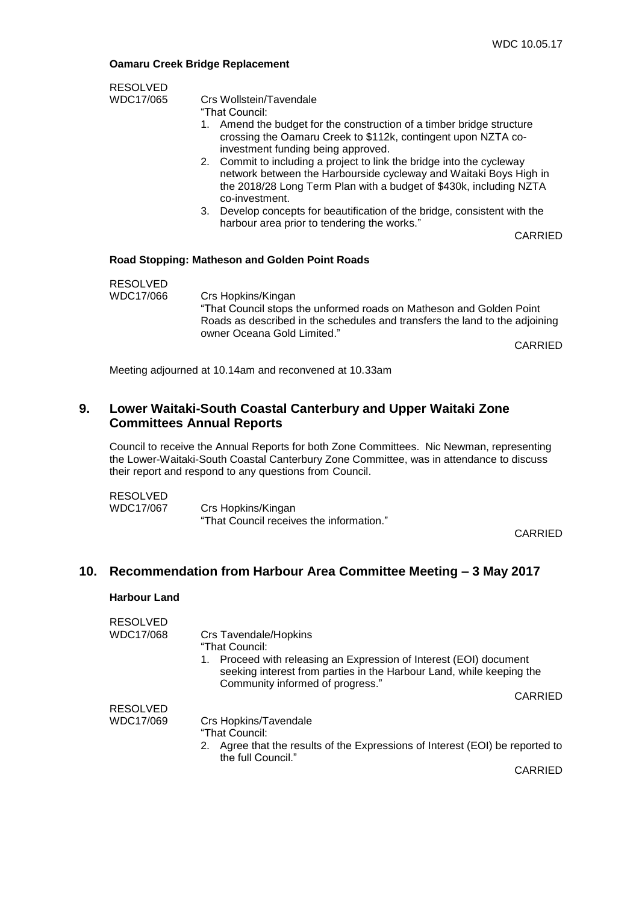**Oamaru Creek Bridge Replacement**

RESOLVED
WDC17/065 Crs Wollstein/Tavendale

"That Council:

1. Amend the budget for the construction of a timber bridge structure crossing the Oamaru Creek to $112k, contingent upon NZTA co-investment funding being approved.
2. Commit to including a project to link the bridge into the cycleway network between the Harbourside cycleway and Waitaki Boys High in the 2018/28 Long Term Plan with a budget of $430k, including NZTA co-investment.
3. Develop concepts for beautification of the bridge, consistent with the harbour area prior to tendering the works."

CARRIED

**Road Stopping: Matheson and Golden Point Roads**

RESOLVED
WDC17/066 Crs Hopkins/Kingan

"That Council stops the unformed roads on Matheson and Golden Point Roads as described in the schedules and transfers the land to the adjoining owner Oceana Gold Limited."

CARRIED

Meeting adjourned at 10.14am and reconvened at 10.33am

## 9. Lower Waitaki-South Coastal Canterbury and Upper Waitaki Zone Committees Annual Reports

Council to receive the Annual Reports for both Zone Committees. Nic Newman, representing the Lower-Waitaki-South Coastal Canterbury Zone Committee, was in attendance to discuss their report and respond to any questions from Council.

RESOLVED
WDC17/067 Crs Hopkins/Kingan

"That Council receives the information."

CARRIED

## 10. Recommendation from Harbour Area Committee Meeting – 3 May 2017

**Harbour Land**

RESOLVED
WDC17/068 Crs Tavendale/Hopkins

"That Council:

1. Proceed with releasing an Expression of Interest (EOI) document seeking interest from parties in the Harbour Land, while keeping the Community informed of progress."

CARRIED

RESOLVED
WDC17/069 Crs Hopkins/Tavendale

"That Council:

2. Agree that the results of the Expressions of Interest (EOI) be reported to the full Council."

CARRIED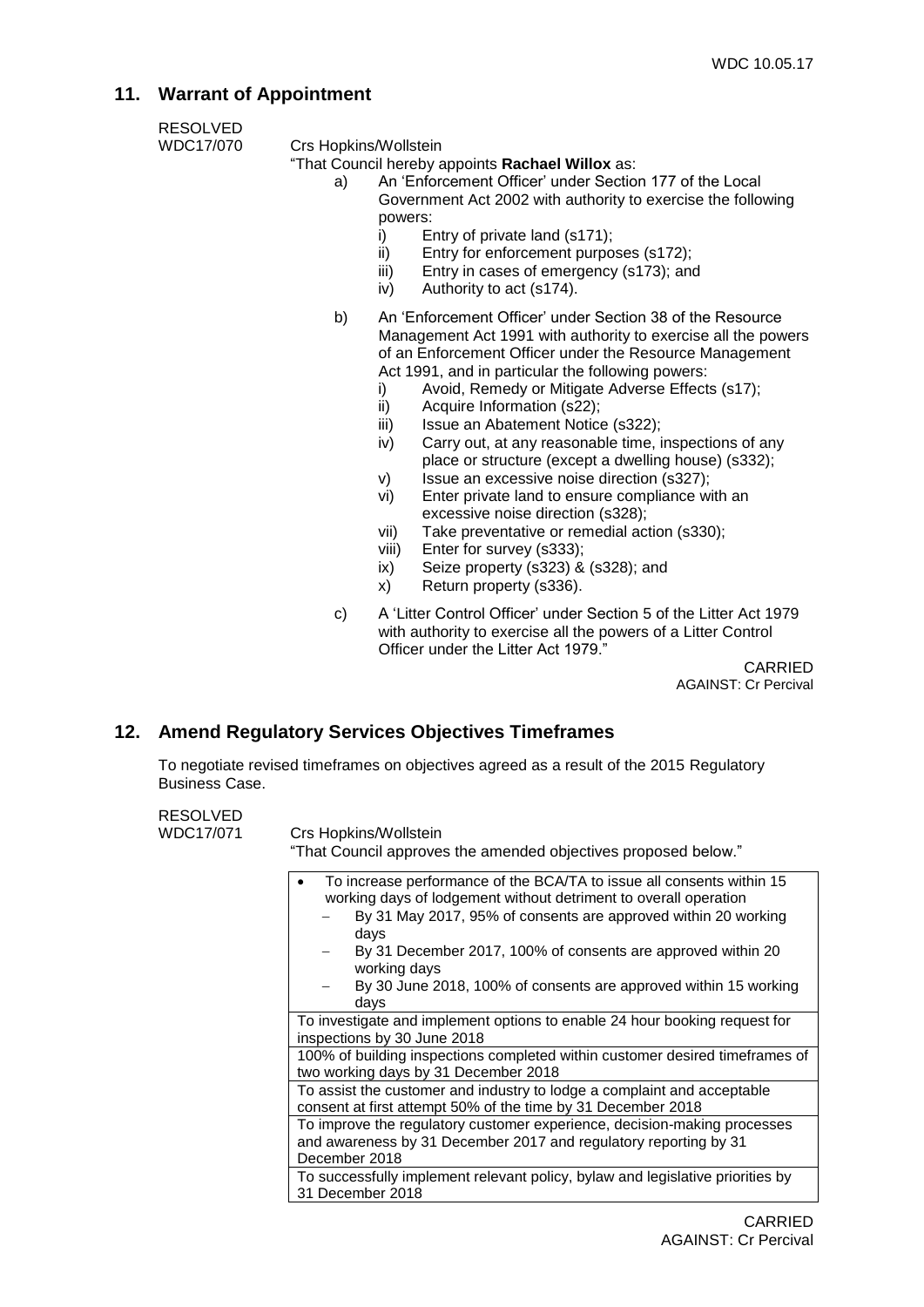## 11. Warrant of Appointment

RESOLVED
WDC17/070 Crs Hopkins/Wollstein

"That Council hereby appoints **Rachael Willox** as:

a) An 'Enforcement Officer' under Section 177 of the Local Government Act 2002 with authority to exercise the following powers:
   i) Entry of private land (s171);
   ii) Entry for enforcement purposes (s172);
   iii) Entry in cases of emergency (s173); and
   iv) Authority to act (s174).

b) An 'Enforcement Officer' under Section 38 of the Resource Management Act 1991 with authority to exercise all the powers of an Enforcement Officer under the Resource Management Act 1991, and in particular the following powers:
   i) Avoid, Remedy or Mitigate Adverse Effects (s17);
   ii) Acquire Information (s22);
   iii) Issue an Abatement Notice (s322);
   iv) Carry out, at any reasonable time, inspections of any place or structure (except a dwelling house) (s332);
   v) Issue an excessive noise direction (s327);
   vi) Enter private land to ensure compliance with an excessive noise direction (s328);
   vii) Take preventative or remedial action (s330);
   viii) Enter for survey (s333);
   ix) Seize property (s323) & (s328); and
   x) Return property (s336).

c) A 'Litter Control Officer' under Section 5 of the Litter Act 1979 with authority to exercise all the powers of a Litter Control Officer under the Litter Act 1979."

CARRIED
AGAINST: Cr Percival

## 12. Amend Regulatory Services Objectives Timeframes

To negotiate revised timeframes on objectives agreed as a result of the 2015 Regulatory Business Case.

RESOLVED
WDC17/071 Crs Hopkins/Wollstein

"That Council approves the amended objectives proposed below."

| Objectives |
|---|
| • To increase performance of the BCA/TA to issue all consents within 15 working days of lodgement without detriment to overall operation<br>– By 31 May 2017, 95% of consents are approved within 20 working days<br>– By 31 December 2017, 100% of consents are approved within 20 working days<br>– By 30 June 2018, 100% of consents are approved within 15 working days |
| To investigate and implement options to enable 24 hour booking request for inspections by 30 June 2018 |
| 100% of building inspections completed within customer desired timeframes of two working days by 31 December 2018 |
| To assist the customer and industry to lodge a complaint and acceptable consent at first attempt 50% of the time by 31 December 2018 |
| To improve the regulatory customer experience, decision-making processes and awareness by 31 December 2017 and regulatory reporting by 31 December 2018 |
| To successfully implement relevant policy, bylaw and legislative priorities by 31 December 2018 |

CARRIED
AGAINST: Cr Percival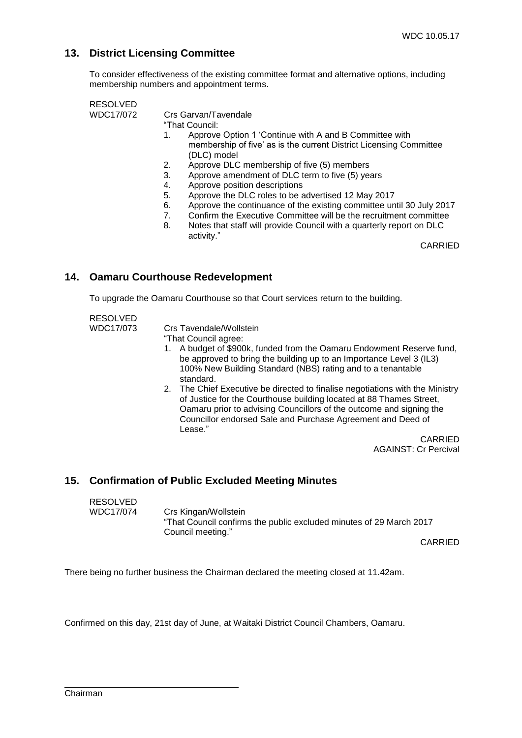## 13. District Licensing Committee

To consider effectiveness of the existing committee format and alternative options, including membership numbers and appointment terms.

RESOLVED
WDC17/072 Crs Garvan/Tavendale

"That Council:

1. Approve Option 1 'Continue with A and B Committee with membership of five' as is the current District Licensing Committee (DLC) model
2. Approve DLC membership of five (5) members
3. Approve amendment of DLC term to five (5) years
4. Approve position descriptions
5. Approve the DLC roles to be advertised 12 May 2017
6. Approve the continuance of the existing committee until 30 July 2017
7. Confirm the Executive Committee will be the recruitment committee
8. Notes that staff will provide Council with a quarterly report on DLC activity."

CARRIED

## 14. Oamaru Courthouse Redevelopment

To upgrade the Oamaru Courthouse so that Court services return to the building.

RESOLVED
WDC17/073 Crs Tavendale/Wollstein

"That Council agree:

1. A budget of $900k, funded from the Oamaru Endowment Reserve fund, be approved to bring the building up to an Importance Level 3 (IL3) 100% New Building Standard (NBS) rating and to a tenantable standard.
2. The Chief Executive be directed to finalise negotiations with the Ministry of Justice for the Courthouse building located at 88 Thames Street, Oamaru prior to advising Councillors of the outcome and signing the Councillor endorsed Sale and Purchase Agreement and Deed of Lease."

CARRIED
AGAINST: Cr Percival

## 15. Confirmation of Public Excluded Meeting Minutes

RESOLVED
WDC17/074 Crs Kingan/Wollstein

"That Council confirms the public excluded minutes of 29 March 2017 Council meeting."

CARRIED

There being no further business the Chairman declared the meeting closed at 11.42am.

Confirmed on this day, 21st day of June, at Waitaki District Council Chambers, Oamaru.

Chairman